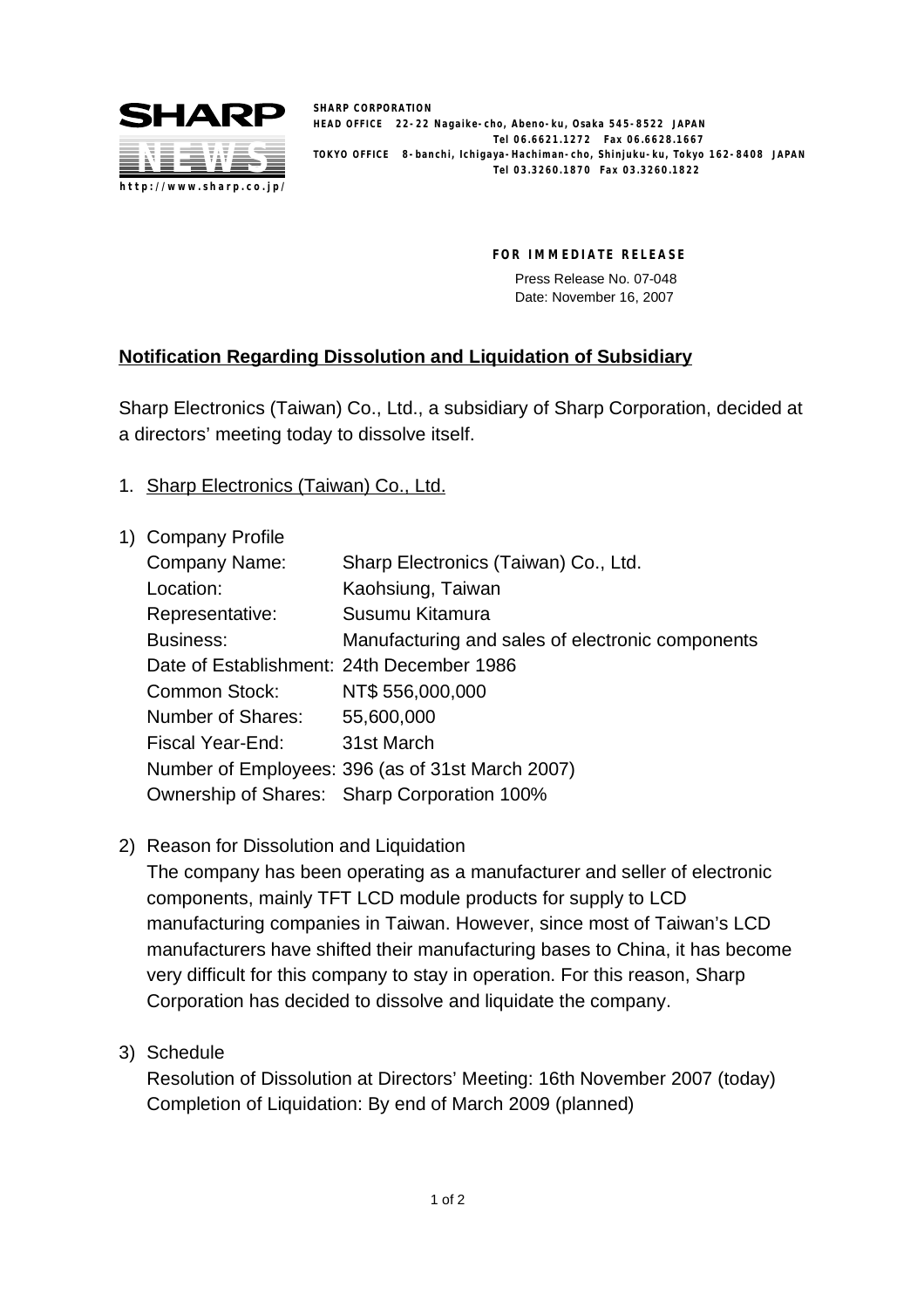**SHARP CORPORATION**
**HEAD OFFICE 22-22 Nagaike-cho, Abeno-ku, Osaka 545-8522 JAPAN**
**Tel 06.6621.1272 Fax 06.6628.1667**
**TOKYO OFFICE 8-banchi, Ichigaya-Hachiman-cho, Shinjuku-ku, Tokyo 162-8408 JAPAN**
**Tel 03.3260.1870 Fax 03.3260.1822**

SHARP NEWS
http://www.sharp.co.jp/

**FOR IMMEDIATE RELEASE**

Press Release No. 07-048
Date: November 16, 2007

## Notification Regarding Dissolution and Liquidation of Subsidiary

Sharp Electronics (Taiwan) Co., Ltd., a subsidiary of Sharp Corporation, decided at a directors' meeting today to dissolve itself.

1. Sharp Electronics (Taiwan) Co., Ltd.

1) Company Profile

| | |
|---|---|
| Company Name: | Sharp Electronics (Taiwan) Co., Ltd. |
| Location: | Kaohsiung, Taiwan |
| Representative: | Susumu Kitamura |
| Business: | Manufacturing and sales of electronic components |
| Date of Establishment: | 24th December 1986 |
| Common Stock: | NT$ 556,000,000 |
| Number of Shares: | 55,600,000 |
| Fiscal Year-End: | 31st March |
| Number of Employees: | 396 (as of 31st March 2007) |
| Ownership of Shares: | Sharp Corporation 100% |

2) Reason for Dissolution and Liquidation

The company has been operating as a manufacturer and seller of electronic components, mainly TFT LCD module products for supply to LCD manufacturing companies in Taiwan. However, since most of Taiwan's LCD manufacturers have shifted their manufacturing bases to China, it has become very difficult for this company to stay in operation. For this reason, Sharp Corporation has decided to dissolve and liquidate the company.

3) Schedule

Resolution of Dissolution at Directors' Meeting: 16th November 2007 (today)
Completion of Liquidation: By end of March 2009 (planned)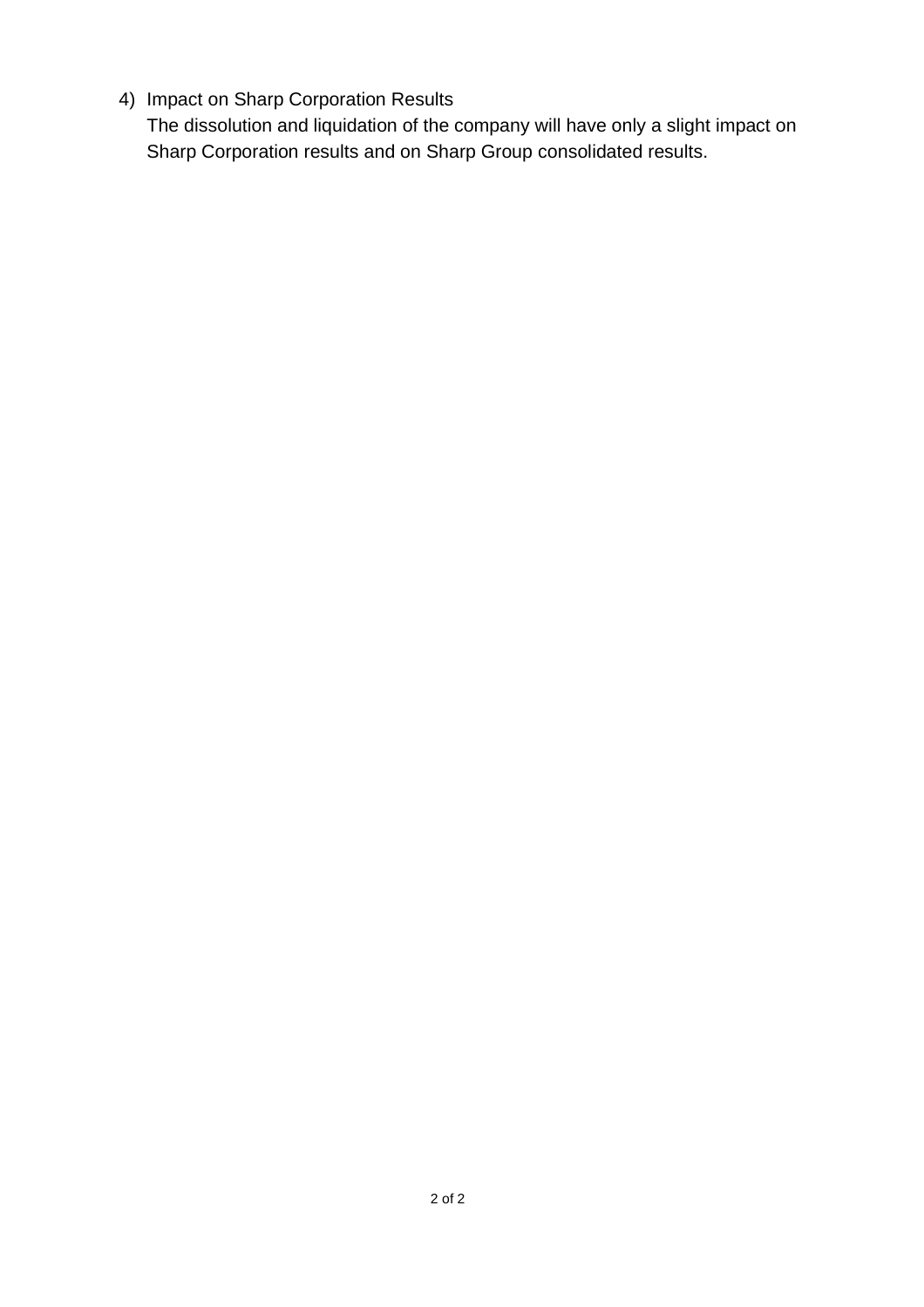4) Impact on Sharp Corporation Results

The dissolution and liquidation of the company will have only a slight impact on Sharp Corporation results and on Sharp Group consolidated results.